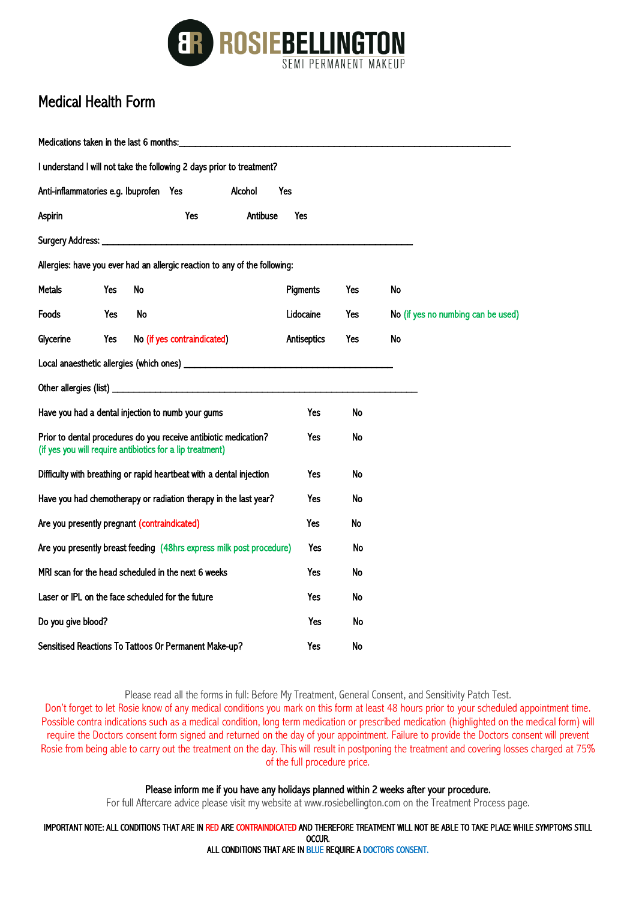ROSIEBELLINGTON
SEMI PERMANENT MAKEUP

# Medical Health Form

Medications taken in the last 6 months:______________________________________________________________________

I understand I will not take the following 2 days prior to treatment?

| | | | |
|---|---|---|---|
| Anti-inflammatories e.g. Ibuprofen | Yes | Alcohol | Yes |
| Aspirin | Yes | Antibuse | Yes |

Surgery Address: _________________________________________________________________

Allergies: have you ever had an allergic reaction to any of the following:

| | | | | | |
|---|---|---|---|---|---|
| Metals | Yes | No | Pigments | Yes | No |
| Foods | Yes | No | Lidocaine | Yes | No (if yes no numbing can be used) |
| Glycerine | Yes | No (if yes contraindicated) | Antiseptics | Yes | No |

Local anaesthetic allergies (which ones) ____________________________________________

Other allergies (list) ________________________________________________________________

| | | |
|---|---|---|
| Have you had a dental injection to numb your gums | Yes | No |
| Prior to dental procedures do you receive antibiotic medication? (if yes you will require antibiotics for a lip treatment) | Yes | No |
| Difficulty with breathing or rapid heartbeat with a dental injection | Yes | No |
| Have you had chemotherapy or radiation therapy in the last year? | Yes | No |
| Are you presently pregnant (contraindicated) | Yes | No |
| Are you presently breast feeding (48hrs express milk post procedure) | Yes | No |
| MRI scan for the head scheduled in the next 6 weeks | Yes | No |
| Laser or IPL on the face scheduled for the future | Yes | No |
| Do you give blood? | Yes | No |
| Sensitised Reactions To Tattoos Or Permanent Make-up? | Yes | No |

Please read all the forms in full: Before My Treatment, General Consent, and Sensitivity Patch Test.
Don't forget to let Rosie know of any medical conditions you mark on this form at least 48 hours prior to your scheduled appointment time. Possible contra indications such as a medical condition, long term medication or prescribed medication (highlighted on the medical form) will require the Doctors consent form signed and returned on the day of your appointment. Failure to provide the Doctors consent will prevent Rosie from being able to carry out the treatment on the day. This will result in postponing the treatment and covering losses charged at 75% of the full procedure price.

Please inform me if you have any holidays planned within 2 weeks after your procedure.
For full Aftercare advice please visit my website at www.rosiebellington.com on the Treatment Process page.

IMPORTANT NOTE: ALL CONDITIONS THAT ARE IN RED ARE CONTRAINDICATED AND THEREFORE TREATMENT WILL NOT BE ABLE TO TAKE PLACE WHILE SYMPTOMS STILL OCCUR.
ALL CONDITIONS THAT ARE IN BLUE REQUIRE A DOCTORS CONSENT.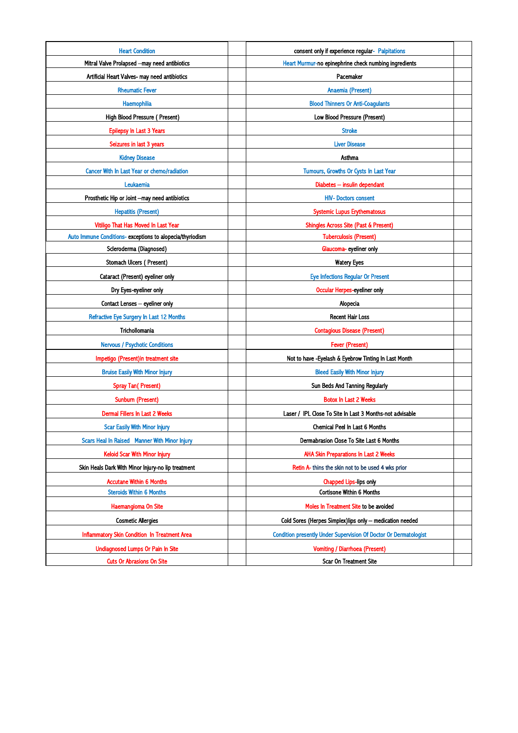| | | | |
|---|---|---|---|
| Heart Condition | | consent only if experience regular- Palpitations | |
| Mitral Valve Prolapsed –may need antibiotics | | Heart Murmur-no epinephrine check numbing ingredients | |
| Artificial Heart Valves- may need antibiotics | | Pacemaker | |
| Rheumatic Fever | | Anaemia (Present) | |
| Haemophilia | | Blood Thinners Or Anti-Coagulants | |
| High Blood Pressure ( Present) | | Low Blood Pressure (Present) | |
| Epilepsy In Last 3 Years | | Stroke | |
| Seizures in last 3 years | | Liver Disease | |
| Kidney Disease | | Asthma | |
| Cancer With In Last Year or chemo/radiation | | Tumours, Growths Or Cysts In Last Year | |
| Leukaemia | | Diabetes – insulin dependant | |
| Prosthetic Hip or Joint –may need antibiotics | | HIV- Doctors consent | |
| Hepatitis (Present) | | Systemic Lupus Erythematosus | |
| Vitiligo That Has Moved In Last Year | | Shingles Across Site (Past & Present) | |
| Auto Immune Conditions- exceptions to alopecia/thyriodism | | Turberculosis (Present) | |
| Scleroderma (Diagnosed) | | Glaucoma- eyeliner only | |
| Stomach Ulcers ( Present) | | Watery Eyes | |
| Cataract (Present) eyeliner only | | Eye Infections Regular Or Present | |
| Dry Eyes-eyeliner only | | Occular Herpes-eyeliner only | |
| Contact Lenses – eyeliner only | | Alopecia | |
| Refractive Eye Surgery In Last 12 Months | | Recent Hair Loss | |
| Trichollomania | | Contagious Disease (Present) | |
| Nervous / Psychotic Conditions | | Fever (Present) | |
| Impetigo (Present)in treatment site | | Not to have -Eyelash & Eyebrow Tinting In Last Month | |
| Bruise Easily With Minor Injury | | Bleed Easily With Minor Injury | |
| Spray Tan( Present) | | Sun Beds And Tanning Regularly | |
| Sunburn (Present) | | Botox In Last 2 Weeks | |
| Dermal Fillers In Last 2 Weeks | | Laser / IPL Close To Site In Last 3 Months-not advisable | |
| Scar Easily With Minor Injury | | Chemical Peel In Last 6 Months | |
| Scars Heal In Raised Manner With Minor Injury | | Dermabrasion Close To Site Last 6 Months | |
| Keloid Scar With Minor Injury | | AHA Skin Preparations In Last 2 Weeks | |
| Skin Heals Dark With Minor Injury-no lip treatment | | Retin A- thins the skin not to be used 4 wks prior | |
| Accutane Within 6 Months | | Chapped Lips-lips only | |
| Steroids Within 6 Months | | Cortisone Within 6 Months | |
| Haemangioma On Site | | Moles In Treatment Site to be avoided | |
| Cosmetic Allergies | | Cold Sores (Herpes Simplex)lips only – medication needed | |
| Inflammatory Skin Condition In Treatment Area | | Condition presently Under Supervision Of Doctor Or Dermatologist | |
| Undiagnosed Lumps Or Pain In Site | | Vomiting / Diarrhoea (Present) | |
| Cuts Or Abrasions On Site | | Scar On Treatment Site | |